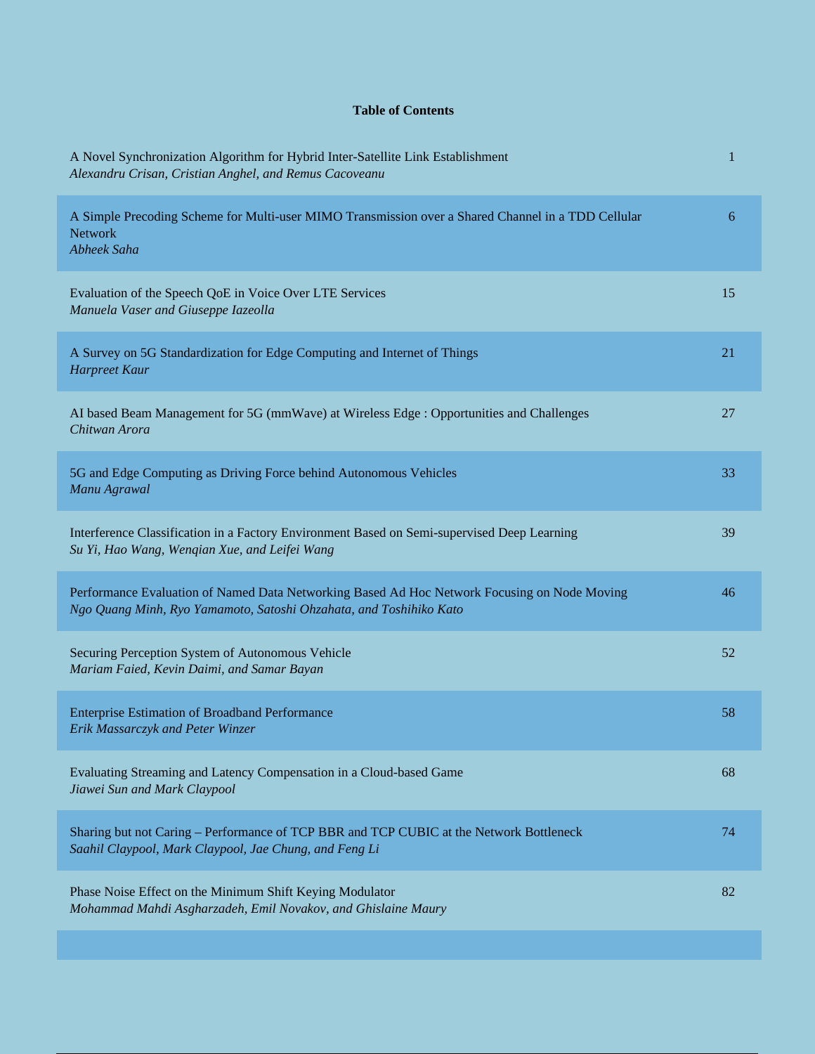# Table of Contents

| | |
|---|---|
| A Novel Synchronization Algorithm for Hybrid Inter-Satellite Link Establishment<br>*Alexandru Crisan, Cristian Anghel, and Remus Cacoveanu* | 1 |
| A Simple Precoding Scheme for Multi-user MIMO Transmission over a Shared Channel in a TDD Cellular Network<br>*Abheek Saha* | 6 |
| Evaluation of the Speech QoE in Voice Over LTE Services<br>*Manuela Vaser and Giuseppe Iazeolla* | 15 |
| A Survey on 5G Standardization for Edge Computing and Internet of Things<br>*Harpreet Kaur* | 21 |
| AI based Beam Management for 5G (mmWave) at Wireless Edge : Opportunities and Challenges<br>*Chitwan Arora* | 27 |
| 5G and Edge Computing as Driving Force behind Autonomous Vehicles<br>*Manu Agrawal* | 33 |
| Interference Classification in a Factory Environment Based on Semi-supervised Deep Learning<br>*Su Yi, Hao Wang, Wenqian Xue, and Leifei Wang* | 39 |
| Performance Evaluation of Named Data Networking Based Ad Hoc Network Focusing on Node Moving<br>*Ngo Quang Minh, Ryo Yamamoto, Satoshi Ohzahata, and Toshihiko Kato* | 46 |
| Securing Perception System of Autonomous Vehicle<br>*Mariam Faied, Kevin Daimi, and Samar Bayan* | 52 |
| Enterprise Estimation of Broadband Performance<br>*Erik Massarczyk and Peter Winzer* | 58 |
| Evaluating Streaming and Latency Compensation in a Cloud-based Game<br>*Jiawei Sun and Mark Claypool* | 68 |
| Sharing but not Caring – Performance of TCP BBR and TCP CUBIC at the Network Bottleneck<br>*Saahil Claypool, Mark Claypool, Jae Chung, and Feng Li* | 74 |
| Phase Noise Effect on the Minimum Shift Keying Modulator<br>*Mohammad Mahdi Asgharzadeh, Emil Novakov, and Ghislaine Maury* | 82 |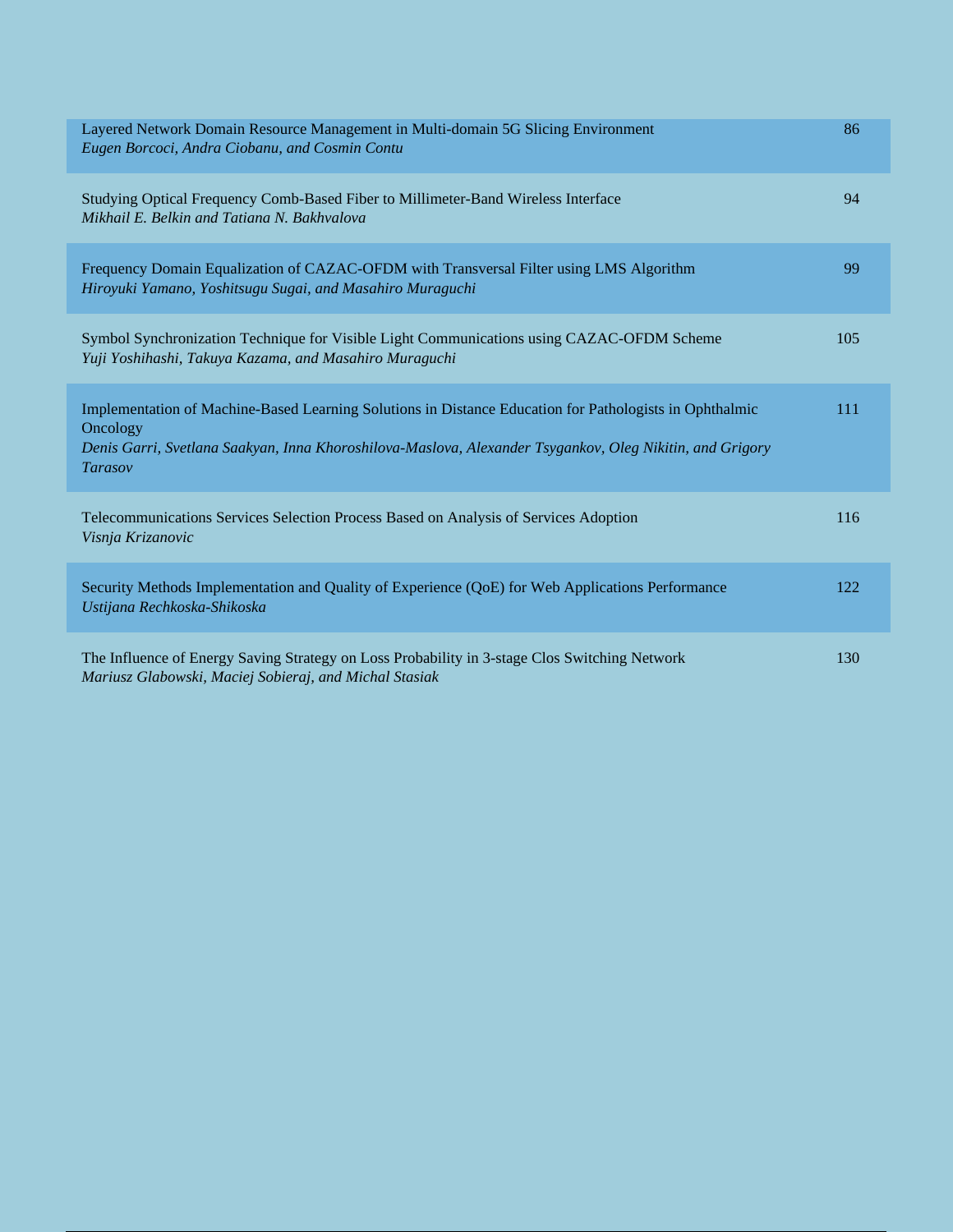| | |
|---|---|
| Layered Network Domain Resource Management in Multi-domain 5G Slicing Environment<br>*Eugen Borcoci, Andra Ciobanu, and Cosmin Contu* | 86 |
| Studying Optical Frequency Comb-Based Fiber to Millimeter-Band Wireless Interface<br>*Mikhail E. Belkin and Tatiana N. Bakhvalova* | 94 |
| Frequency Domain Equalization of CAZAC-OFDM with Transversal Filter using LMS Algorithm<br>*Hiroyuki Yamano, Yoshitsugu Sugai, and Masahiro Muraguchi* | 99 |
| Symbol Synchronization Technique for Visible Light Communications using CAZAC-OFDM Scheme<br>*Yuji Yoshihashi, Takuya Kazama, and Masahiro Muraguchi* | 105 |
| Implementation of Machine-Based Learning Solutions in Distance Education for Pathologists in Ophthalmic Oncology<br>*Denis Garri, Svetlana Saakyan, Inna Khoroshilova-Maslova, Alexander Tsygankov, Oleg Nikitin, and Grigory Tarasov* | 111 |
| Telecommunications Services Selection Process Based on Analysis of Services Adoption<br>*Visnja Krizanovic* | 116 |
| Security Methods Implementation and Quality of Experience (QoE) for Web Applications Performance<br>*Ustijana Rechkoska-Shikoska* | 122 |
| The Influence of Energy Saving Strategy on Loss Probability in 3-stage Clos Switching Network<br>*Mariusz Glabowski, Maciej Sobieraj, and Michal Stasiak* | 130 |